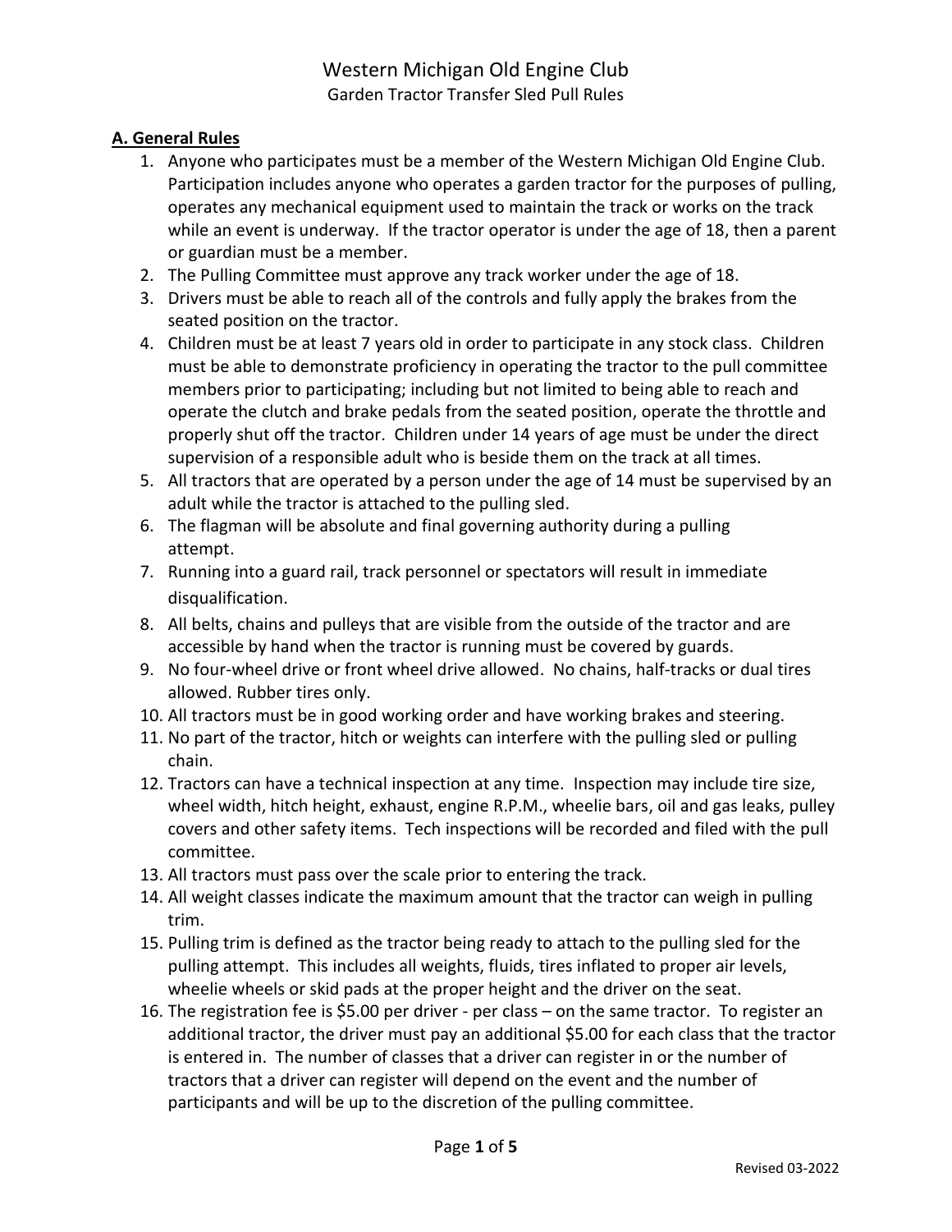# Western Michigan Old Engine Club

## Garden Tractor Transfer Sled Pull Rules

### A. General Rules

1. Anyone who participates must be a member of the Western Michigan Old Engine Club. Participation includes anyone who operates a garden tractor for the purposes of pulling, operates any mechanical equipment used to maintain the track or works on the track while an event is underway. If the tractor operator is under the age of 18, then a parent or guardian must be a member.
2. The Pulling Committee must approve any track worker under the age of 18.
3. Drivers must be able to reach all of the controls and fully apply the brakes from the seated position on the tractor.
4. Children must be at least 7 years old in order to participate in any stock class. Children must be able to demonstrate proficiency in operating the tractor to the pull committee members prior to participating; including but not limited to being able to reach and operate the clutch and brake pedals from the seated position, operate the throttle and properly shut off the tractor. Children under 14 years of age must be under the direct supervision of a responsible adult who is beside them on the track at all times.
5. All tractors that are operated by a person under the age of 14 must be supervised by an adult while the tractor is attached to the pulling sled.
6. The flagman will be absolute and final governing authority during a pulling attempt.
7. Running into a guard rail, track personnel or spectators will result in immediate disqualification.
8. All belts, chains and pulleys that are visible from the outside of the tractor and are accessible by hand when the tractor is running must be covered by guards.
9. No four-wheel drive or front wheel drive allowed. No chains, half-tracks or dual tires allowed. Rubber tires only.
10. All tractors must be in good working order and have working brakes and steering.
11. No part of the tractor, hitch or weights can interfere with the pulling sled or pulling chain.
12. Tractors can have a technical inspection at any time. Inspection may include tire size, wheel width, hitch height, exhaust, engine R.P.M., wheelie bars, oil and gas leaks, pulley covers and other safety items. Tech inspections will be recorded and filed with the pull committee.
13. All tractors must pass over the scale prior to entering the track.
14. All weight classes indicate the maximum amount that the tractor can weigh in pulling trim.
15. Pulling trim is defined as the tractor being ready to attach to the pulling sled for the pulling attempt. This includes all weights, fluids, tires inflated to proper air levels, wheelie wheels or skid pads at the proper height and the driver on the seat.
16. The registration fee is $5.00 per driver - per class – on the same tractor. To register an additional tractor, the driver must pay an additional $5.00 for each class that the tractor is entered in. The number of classes that a driver can register in or the number of tractors that a driver can register will depend on the event and the number of participants and will be up to the discretion of the pulling committee.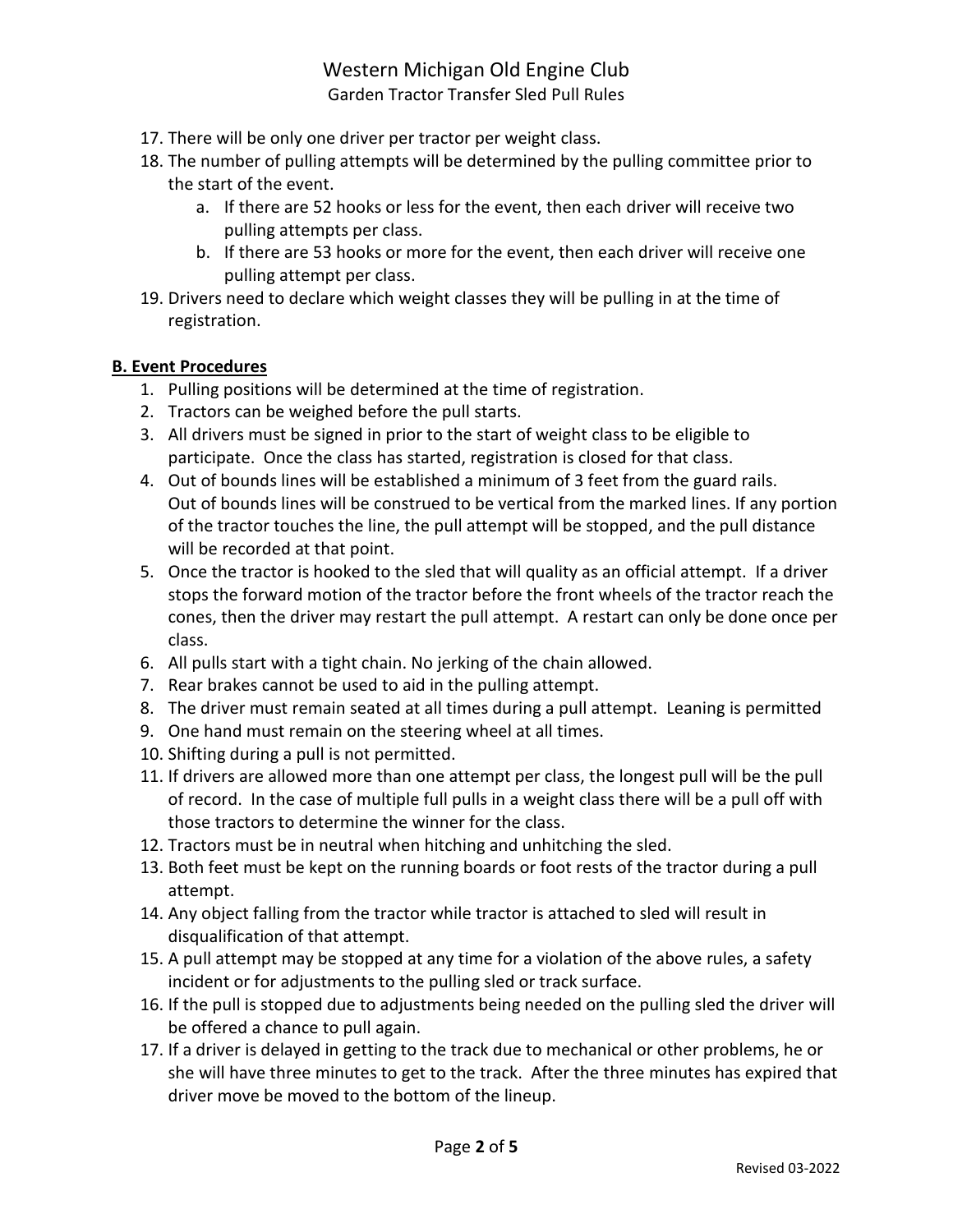17. There will be only one driver per tractor per weight class.
18. The number of pulling attempts will be determined by the pulling committee prior to the start of the event.
    a. If there are 52 hooks or less for the event, then each driver will receive two pulling attempts per class.
    b. If there are 53 hooks or more for the event, then each driver will receive one pulling attempt per class.
19. Drivers need to declare which weight classes they will be pulling in at the time of registration.

**B. Event Procedures**

1. Pulling positions will be determined at the time of registration.
2. Tractors can be weighed before the pull starts.
3. All drivers must be signed in prior to the start of weight class to be eligible to participate. Once the class has started, registration is closed for that class.
4. Out of bounds lines will be established a minimum of 3 feet from the guard rails. Out of bounds lines will be construed to be vertical from the marked lines. If any portion of the tractor touches the line, the pull attempt will be stopped, and the pull distance will be recorded at that point.
5. Once the tractor is hooked to the sled that will quality as an official attempt. If a driver stops the forward motion of the tractor before the front wheels of the tractor reach the cones, then the driver may restart the pull attempt. A restart can only be done once per class.
6. All pulls start with a tight chain. No jerking of the chain allowed.
7. Rear brakes cannot be used to aid in the pulling attempt.
8. The driver must remain seated at all times during a pull attempt. Leaning is permitted
9. One hand must remain on the steering wheel at all times.
10. Shifting during a pull is not permitted.
11. If drivers are allowed more than one attempt per class, the longest pull will be the pull of record. In the case of multiple full pulls in a weight class there will be a pull off with those tractors to determine the winner for the class.
12. Tractors must be in neutral when hitching and unhitching the sled.
13. Both feet must be kept on the running boards or foot rests of the tractor during a pull attempt.
14. Any object falling from the tractor while tractor is attached to sled will result in disqualification of that attempt.
15. A pull attempt may be stopped at any time for a violation of the above rules, a safety incident or for adjustments to the pulling sled or track surface.
16. If the pull is stopped due to adjustments being needed on the pulling sled the driver will be offered a chance to pull again.
17. If a driver is delayed in getting to the track due to mechanical or other problems, he or she will have three minutes to get to the track. After the three minutes has expired that driver move be moved to the bottom of the lineup.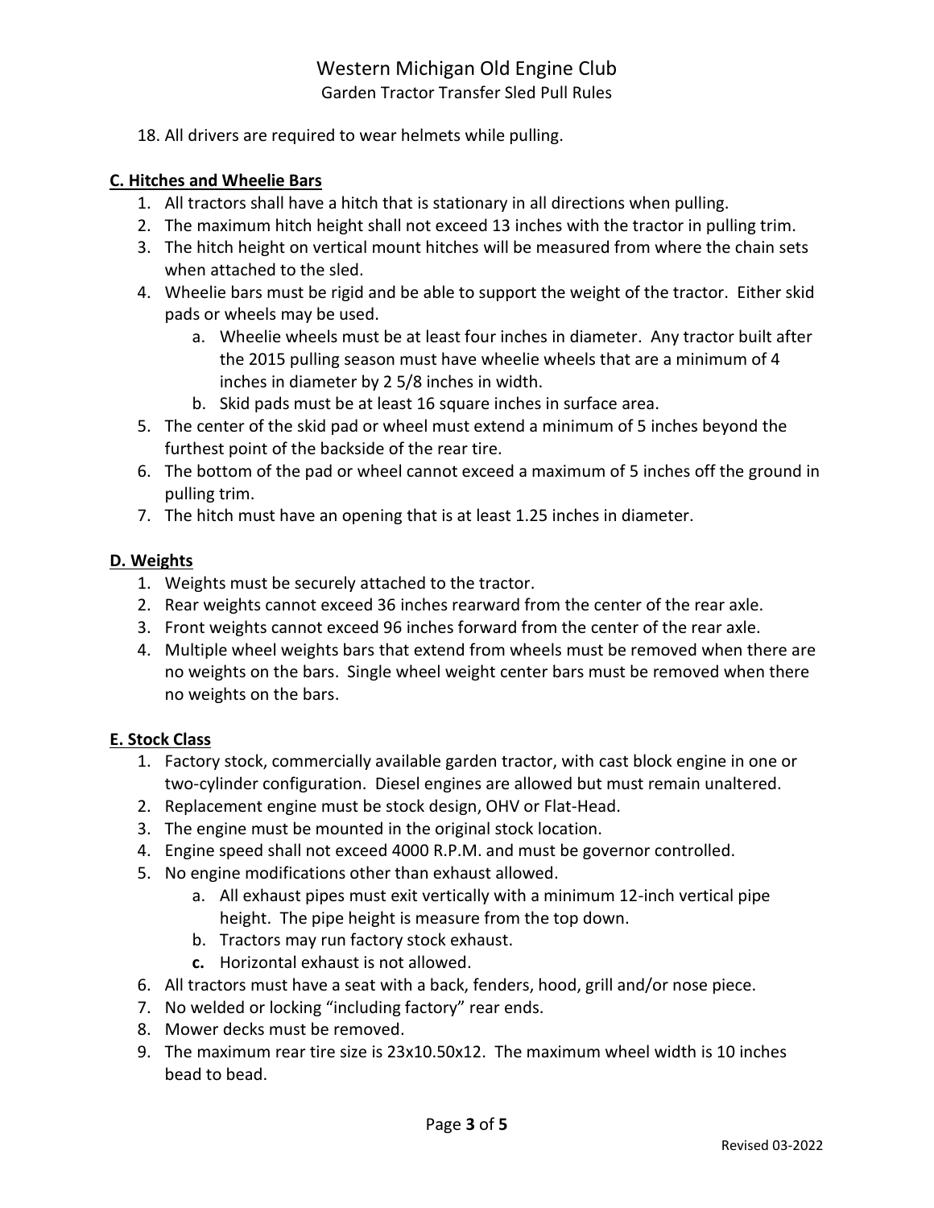18. All drivers are required to wear helmets while pulling.

## C. Hitches and Wheelie Bars

1. All tractors shall have a hitch that is stationary in all directions when pulling.
2. The maximum hitch height shall not exceed 13 inches with the tractor in pulling trim.
3. The hitch height on vertical mount hitches will be measured from where the chain sets when attached to the sled.
4. Wheelie bars must be rigid and be able to support the weight of the tractor. Either skid pads or wheels may be used.
   a. Wheelie wheels must be at least four inches in diameter. Any tractor built after the 2015 pulling season must have wheelie wheels that are a minimum of 4 inches in diameter by 2 5/8 inches in width.
   b. Skid pads must be at least 16 square inches in surface area.
5. The center of the skid pad or wheel must extend a minimum of 5 inches beyond the furthest point of the backside of the rear tire.
6. The bottom of the pad or wheel cannot exceed a maximum of 5 inches off the ground in pulling trim.
7. The hitch must have an opening that is at least 1.25 inches in diameter.

## D. Weights

1. Weights must be securely attached to the tractor.
2. Rear weights cannot exceed 36 inches rearward from the center of the rear axle.
3. Front weights cannot exceed 96 inches forward from the center of the rear axle.
4. Multiple wheel weights bars that extend from wheels must be removed when there are no weights on the bars. Single wheel weight center bars must be removed when there no weights on the bars.

## E. Stock Class

1. Factory stock, commercially available garden tractor, with cast block engine in one or two-cylinder configuration. Diesel engines are allowed but must remain unaltered.
2. Replacement engine must be stock design, OHV or Flat-Head.
3. The engine must be mounted in the original stock location.
4. Engine speed shall not exceed 4000 R.P.M. and must be governor controlled.
5. No engine modifications other than exhaust allowed.
   a. All exhaust pipes must exit vertically with a minimum 12-inch vertical pipe height. The pipe height is measure from the top down.
   b. Tractors may run factory stock exhaust.
   c. Horizontal exhaust is not allowed.
6. All tractors must have a seat with a back, fenders, hood, grill and/or nose piece.
7. No welded or locking "including factory" rear ends.
8. Mower decks must be removed.
9. The maximum rear tire size is 23x10.50x12. The maximum wheel width is 10 inches bead to bead.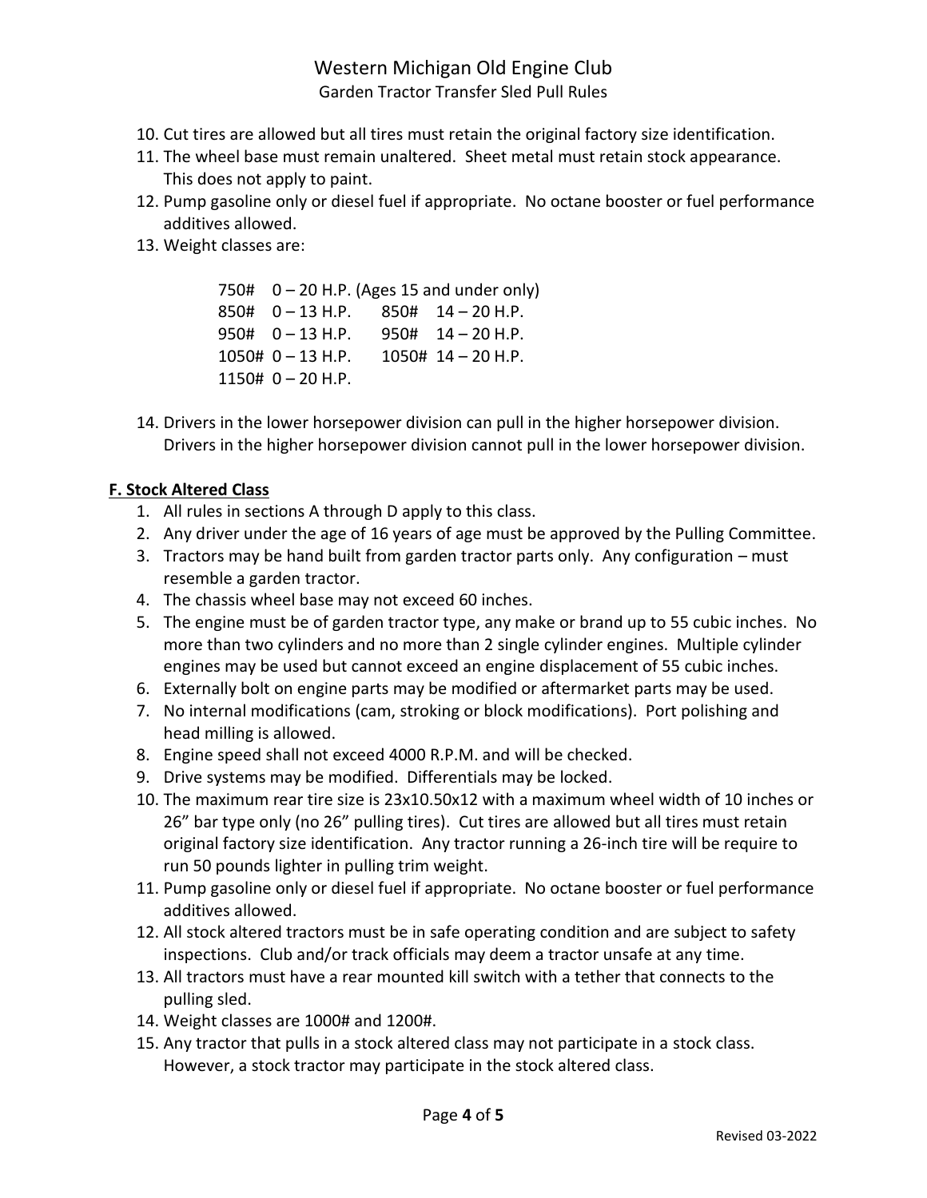10. Cut tires are allowed but all tires must retain the original factory size identification.
11. The wheel base must remain unaltered. Sheet metal must retain stock appearance. This does not apply to paint.
12. Pump gasoline only or diesel fuel if appropriate. No octane booster or fuel performance additives allowed.
13. Weight classes are:

    750# 0 – 20 H.P. (Ages 15 and under only)
    850# 0 – 13 H.P. 850# 14 – 20 H.P.
    950# 0 – 13 H.P. 950# 14 – 20 H.P.
    1050# 0 – 13 H.P. 1050# 14 – 20 H.P.
    1150# 0 – 20 H.P.

14. Drivers in the lower horsepower division can pull in the higher horsepower division. Drivers in the higher horsepower division cannot pull in the lower horsepower division.

## F. Stock Altered Class

1. All rules in sections A through D apply to this class.
2. Any driver under the age of 16 years of age must be approved by the Pulling Committee.
3. Tractors may be hand built from garden tractor parts only. Any configuration – must resemble a garden tractor.
4. The chassis wheel base may not exceed 60 inches.
5. The engine must be of garden tractor type, any make or brand up to 55 cubic inches. No more than two cylinders and no more than 2 single cylinder engines. Multiple cylinder engines may be used but cannot exceed an engine displacement of 55 cubic inches.
6. Externally bolt on engine parts may be modified or aftermarket parts may be used.
7. No internal modifications (cam, stroking or block modifications). Port polishing and head milling is allowed.
8. Engine speed shall not exceed 4000 R.P.M. and will be checked.
9. Drive systems may be modified. Differentials may be locked.
10. The maximum rear tire size is 23x10.50x12 with a maximum wheel width of 10 inches or 26" bar type only (no 26" pulling tires). Cut tires are allowed but all tires must retain original factory size identification. Any tractor running a 26-inch tire will be require to run 50 pounds lighter in pulling trim weight.
11. Pump gasoline only or diesel fuel if appropriate. No octane booster or fuel performance additives allowed.
12. All stock altered tractors must be in safe operating condition and are subject to safety inspections. Club and/or track officials may deem a tractor unsafe at any time.
13. All tractors must have a rear mounted kill switch with a tether that connects to the pulling sled.
14. Weight classes are 1000# and 1200#.
15. Any tractor that pulls in a stock altered class may not participate in a stock class. However, a stock tractor may participate in the stock altered class.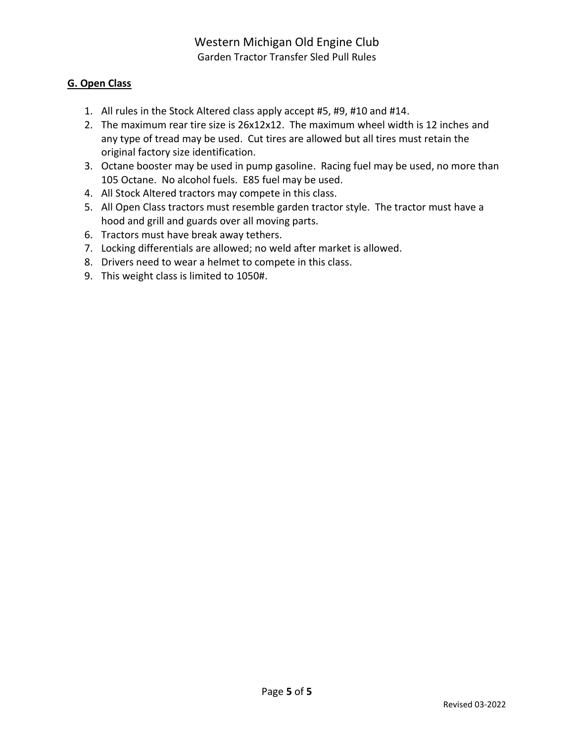## G. Open Class

1. All rules in the Stock Altered class apply accept #5, #9, #10 and #14.
2. The maximum rear tire size is 26x12x12. The maximum wheel width is 12 inches and any type of tread may be used. Cut tires are allowed but all tires must retain the original factory size identification.
3. Octane booster may be used in pump gasoline. Racing fuel may be used, no more than 105 Octane. No alcohol fuels. E85 fuel may be used.
4. All Stock Altered tractors may compete in this class.
5. All Open Class tractors must resemble garden tractor style. The tractor must have a hood and grill and guards over all moving parts.
6. Tractors must have break away tethers.
7. Locking differentials are allowed; no weld after market is allowed.
8. Drivers need to wear a helmet to compete in this class.
9. This weight class is limited to 1050#.

Revised 03-2022